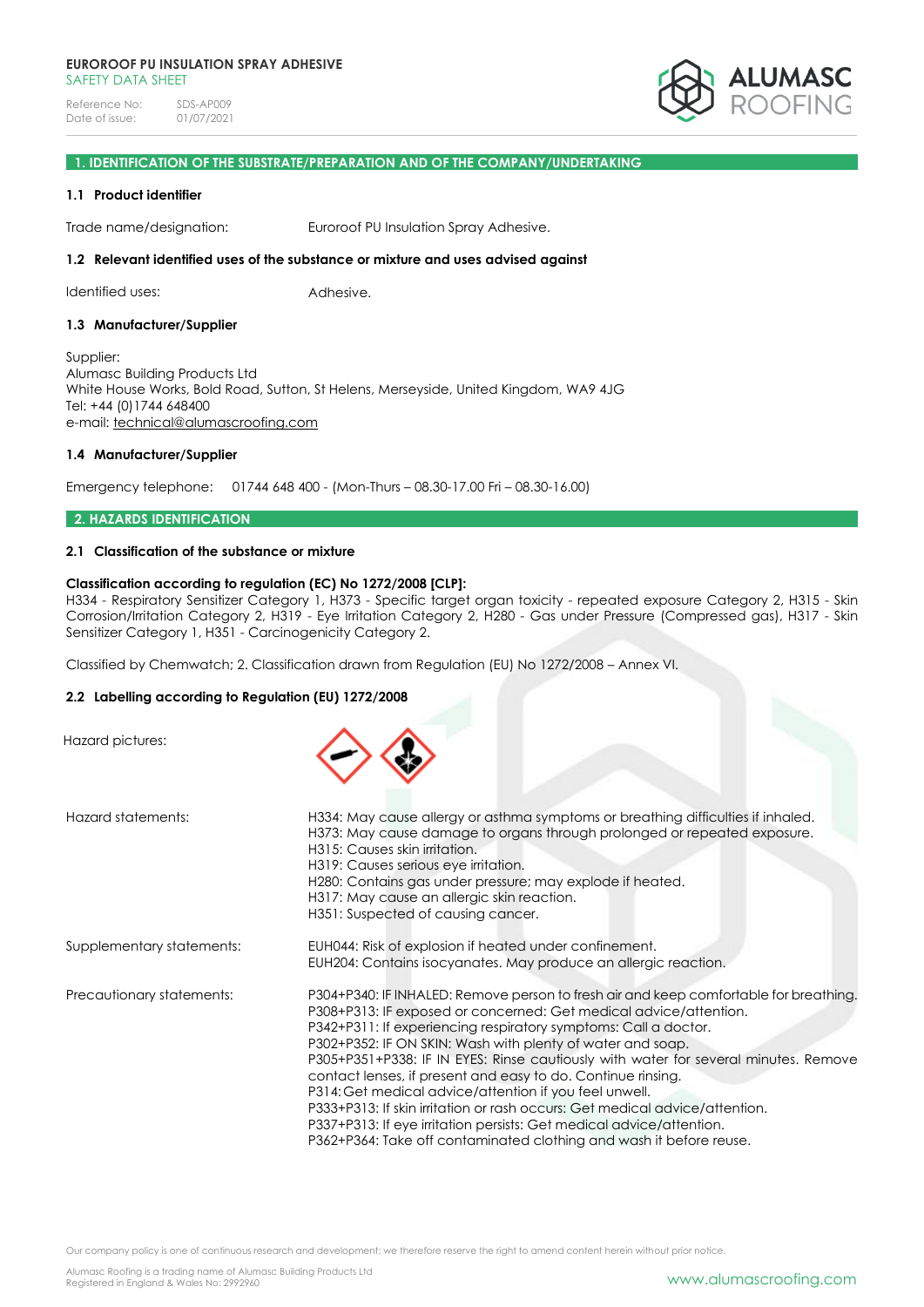**EUROROOF PU INSULATION SPRAY ADHESIVE**
SAFETY DATA SHEET

Reference No: SDS-AP009
Date of issue: 01/07/2021

ALUMASC ROOFING

## 1. IDENTIFICATION OF THE SUBSTRATE/PREPARATION AND OF THE COMPANY/UNDERTAKING

### 1.1 Product identifier

Trade name/designation: Euroroof PU Insulation Spray Adhesive.

### 1.2 Relevant identified uses of the substance or mixture and uses advised against

Identified uses: Adhesive.

### 1.3 Manufacturer/Supplier

Supplier:
Alumasc Building Products Ltd
White House Works, Bold Road, Sutton, St Helens, Merseyside, United Kingdom, WA9 4JG
Tel: +44 (0)1744 648400
e-mail: technical@alumascroofing.com

### 1.4 Manufacturer/Supplier

Emergency telephone: 01744 648 400 - (Mon-Thurs – 08.30-17.00 Fri – 08.30-16.00)

## 2. HAZARDS IDENTIFICATION

### 2.1 Classification of the substance or mixture

**Classification according to regulation (EC) No 1272/2008 [CLP]:**
H334 - Respiratory Sensitizer Category 1, H373 - Specific target organ toxicity - repeated exposure Category 2, H315 - Skin Corrosion/Irritation Category 2, H319 - Eye Irritation Category 2, H280 - Gas under Pressure (Compressed gas), H317 - Skin Sensitizer Category 1, H351 - Carcinogenicity Category 2.

Classified by Chemwatch; 2. Classification drawn from Regulation (EU) No 1272/2008 – Annex VI.

### 2.2 Labelling according to Regulation (EU) 1272/2008

Hazard pictures:

Hazard statements:
H334: May cause allergy or asthma symptoms or breathing difficulties if inhaled.
H373: May cause damage to organs through prolonged or repeated exposure.
H315: Causes skin irritation.
H319: Causes serious eye irritation.
H280: Contains gas under pressure; may explode if heated.
H317: May cause an allergic skin reaction.
H351: Suspected of causing cancer.

Supplementary statements:
EUH044: Risk of explosion if heated under confinement.
EUH204: Contains isocyanates. May produce an allergic reaction.

Precautionary statements:
P304+P340: IF INHALED: Remove person to fresh air and keep comfortable for breathing.
P308+P313: IF exposed or concerned: Get medical advice/attention.
P342+P311: If experiencing respiratory symptoms: Call a doctor.
P302+P352: IF ON SKIN: Wash with plenty of water and soap.
P305+P351+P338: IF IN EYES: Rinse cautiously with water for several minutes. Remove contact lenses, if present and easy to do. Continue rinsing.
P314: Get medical advice/attention if you feel unwell.
P333+P313: If skin irritation or rash occurs: Get medical advice/attention.
P337+P313: If eye irritation persists: Get medical advice/attention.
P362+P364: Take off contaminated clothing and wash it before reuse.

Our company policy is one of continuous research and development; we therefore reserve the right to amend content herein without prior notice.

Alumasc Roofing is a trading name of Alumasc Building Products Ltd
Registered in England & Wales No: 2992960

www.alumascroofing.com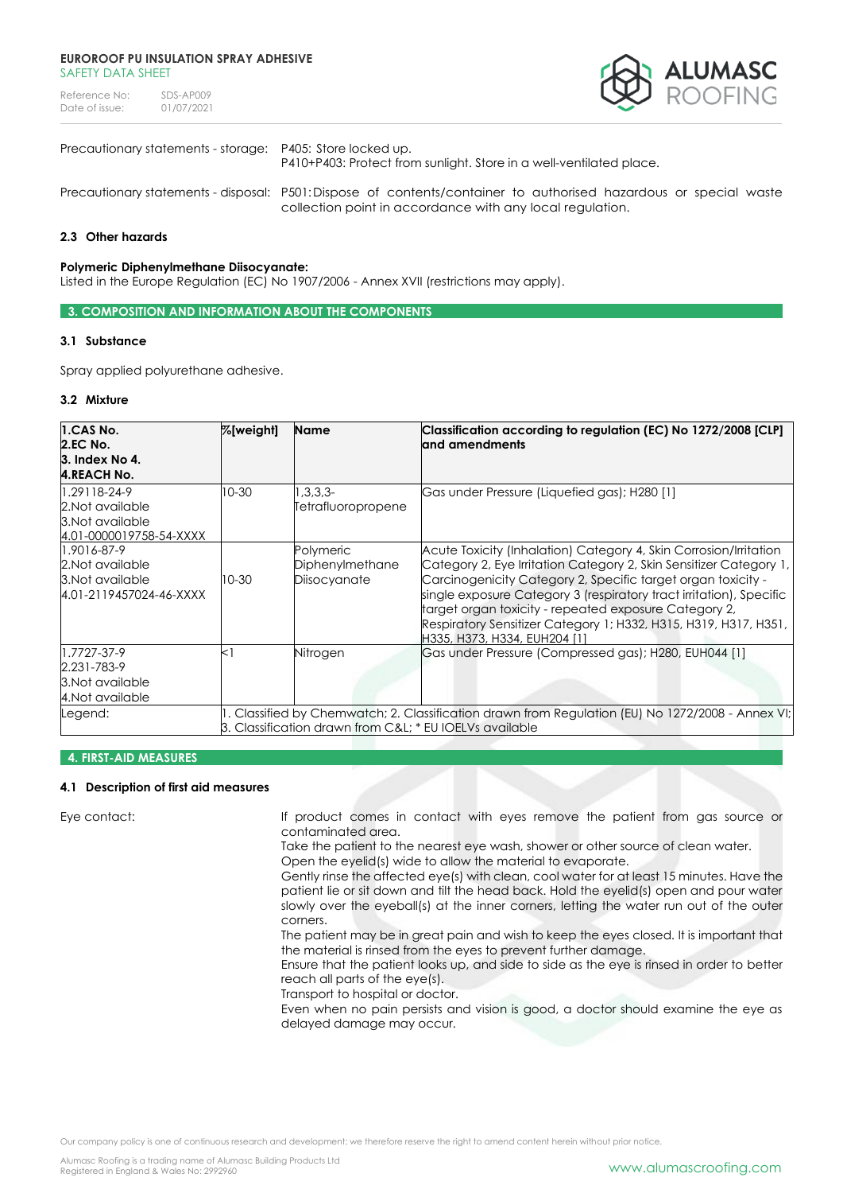Precautionary statements - storage: P405: Store locked up.
P410+P403: Protect from sunlight. Store in a well-ventilated place.

Precautionary statements - disposal: P501: Dispose of contents/container to authorised hazardous or special waste collection point in accordance with any local regulation.

### 2.3 Other hazards

**Polymeric Diphenylmethane Diisocyanate:**
Listed in the Europe Regulation (EC) No 1907/2006 - Annex XVII (restrictions may apply).

## 3. COMPOSITION AND INFORMATION ABOUT THE COMPONENTS

### 3.1 Substance

Spray applied polyurethane adhesive.

### 3.2 Mixture

| 1.CAS No. 2.EC No. 3. Index No 4.REACH No. | %[weight] | Name | Classification according to regulation (EC) No 1272/2008 [CLP] and amendments |
|---|---|---|---|
| 1.29118-24-9 2.Not available 3.Not available 4.01-0000019758-54-XXXX | 10-30 | 1,3,3,3-Tetrafluoropropene | Gas under Pressure (Liquefied gas); H280 [1] |
| 1.9016-87-9 2.Not available 3.Not available 4.01-2119457024-46-XXXX | 10-30 | Polymeric Diphenylmethane Diisocyanate | Acute Toxicity (Inhalation) Category 4, Skin Corrosion/Irritation Category 2, Eye Irritation Category 2, Skin Sensitizer Category 1, Carcinogenicity Category 2, Specific target organ toxicity - single exposure Category 3 (respiratory tract irritation), Specific target organ toxicity - repeated exposure Category 2, Respiratory Sensitizer Category 1; H332, H315, H319, H317, H351, H335, H373, H334, EUH204 [1] |
| 1.7727-37-9 2.231-783-9 3.Not available 4.Not available | <1 | Nitrogen | Gas under Pressure (Compressed gas); H280, EUH044 [1] |
| Legend: | 1. Classified by Chemwatch; 2. Classification drawn from Regulation (EU) No 1272/2008 - Annex VI; 3. Classification drawn from C&L; * EU IOELVs available | | |

## 4. FIRST-AID MEASURES

### 4.1 Description of first aid measures

Eye contact:

If product comes in contact with eyes remove the patient from gas source or contaminated area.
Take the patient to the nearest eye wash, shower or other source of clean water.
Open the eyelid(s) wide to allow the material to evaporate.
Gently rinse the affected eye(s) with clean, cool water for at least 15 minutes. Have the patient lie or sit down and tilt the head back. Hold the eyelid(s) open and pour water slowly over the eyeball(s) at the inner corners, letting the water run out of the outer corners.
The patient may be in great pain and wish to keep the eyes closed. It is important that the material is rinsed from the eyes to prevent further damage.
Ensure that the patient looks up, and side to side as the eye is rinsed in order to better reach all parts of the eye(s).
Transport to hospital or doctor.
Even when no pain persists and vision is good, a doctor should examine the eye as delayed damage may occur.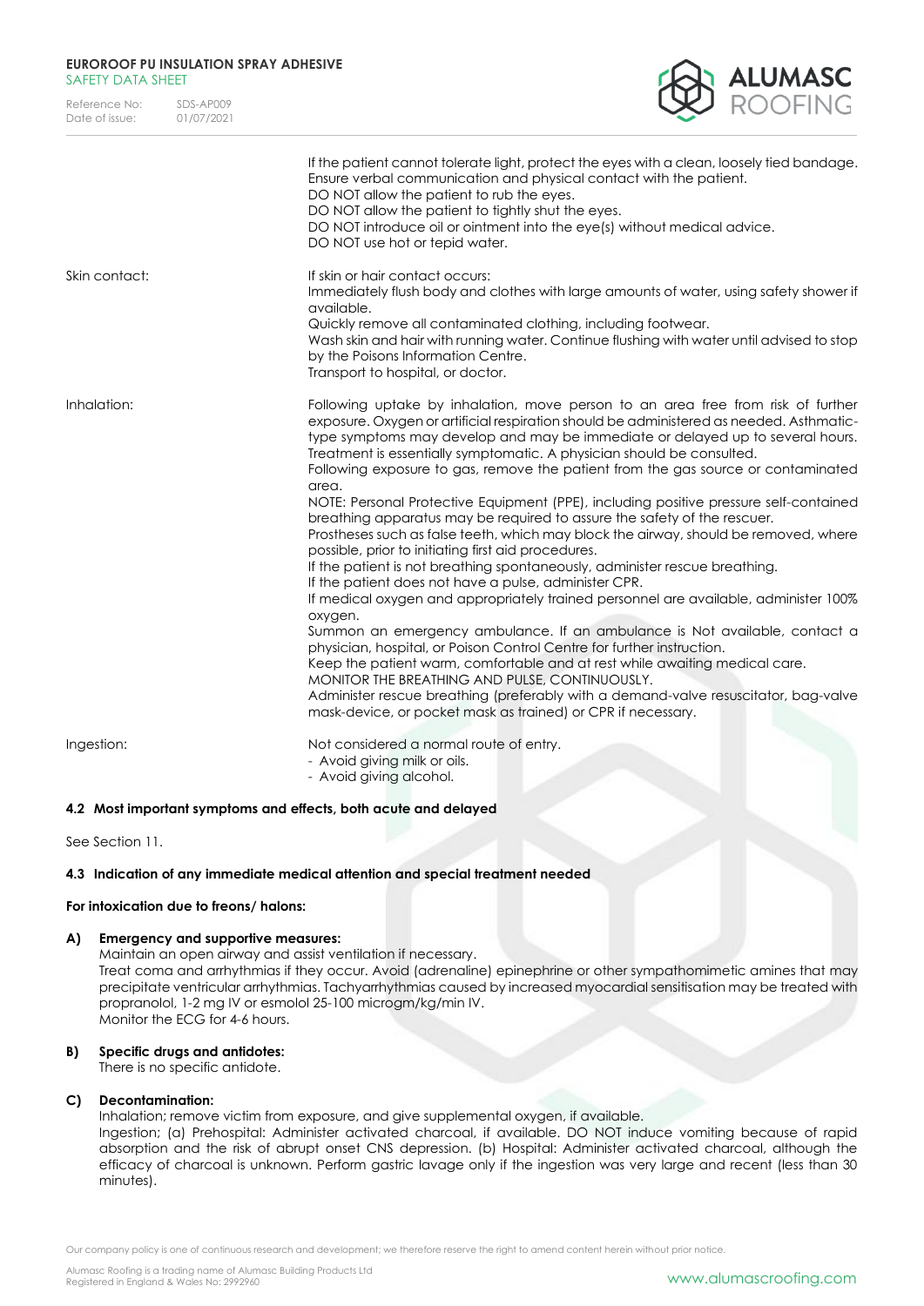| | |
|---|---|
| | If the patient cannot tolerate light, protect the eyes with a clean, loosely tied bandage.<br>Ensure verbal communication and physical contact with the patient.<br>DO NOT allow the patient to rub the eyes.<br>DO NOT allow the patient to tightly shut the eyes.<br>DO NOT introduce oil or ointment into the eye(s) without medical advice.<br>DO NOT use hot or tepid water. |
| Skin contact: | If skin or hair contact occurs:<br>Immediately flush body and clothes with large amounts of water, using safety shower if available.<br>Quickly remove all contaminated clothing, including footwear.<br>Wash skin and hair with running water. Continue flushing with water until advised to stop by the Poisons Information Centre.<br>Transport to hospital, or doctor. |
| Inhalation: | Following uptake by inhalation, move person to an area free from risk of further exposure. Oxygen or artificial respiration should be administered as needed. Asthmatic-type symptoms may develop and may be immediate or delayed up to several hours. Treatment is essentially symptomatic. A physician should be consulted.<br>Following exposure to gas, remove the patient from the gas source or contaminated area.<br>NOTE: Personal Protective Equipment (PPE), including positive pressure self-contained breathing apparatus may be required to assure the safety of the rescuer.<br>Prostheses such as false teeth, which may block the airway, should be removed, where possible, prior to initiating first aid procedures.<br>If the patient is not breathing spontaneously, administer rescue breathing.<br>If the patient does not have a pulse, administer CPR.<br>If medical oxygen and appropriately trained personnel are available, administer 100% oxygen.<br>Summon an emergency ambulance. If an ambulance is Not available, contact a physician, hospital, or Poison Control Centre for further instruction.<br>Keep the patient warm, comfortable and at rest while awaiting medical care.<br>MONITOR THE BREATHING AND PULSE, CONTINUOUSLY.<br>Administer rescue breathing (preferably with a demand-valve resuscitator, bag-valve mask-device, or pocket mask as trained) or CPR if necessary. |
| Ingestion: | Not considered a normal route of entry.<br>- Avoid giving milk or oils.<br>- Avoid giving alcohol. |

### 4.2 Most important symptoms and effects, both acute and delayed

See Section 11.

### 4.3 Indication of any immediate medical attention and special treatment needed

**For intoxication due to freons/ halons:**

**A) Emergency and supportive measures:**
Maintain an open airway and assist ventilation if necessary.
Treat coma and arrhythmias if they occur. Avoid (adrenaline) epinephrine or other sympathomimetic amines that may precipitate ventricular arrhythmias. Tachyarrhythmias caused by increased myocardial sensitisation may be treated with propranolol, 1-2 mg IV or esmolol 25-100 microgm/kg/min IV.
Monitor the ECG for 4-6 hours.

**B) Specific drugs and antidotes:**
There is no specific antidote.

**C) Decontamination:**
Inhalation; remove victim from exposure, and give supplemental oxygen, if available.
Ingestion; (a) Prehospital: Administer activated charcoal, if available. DO NOT induce vomiting because of rapid absorption and the risk of abrupt onset CNS depression. (b) Hospital: Administer activated charcoal, although the efficacy of charcoal is unknown. Perform gastric lavage only if the ingestion was very large and recent (less than 30 minutes).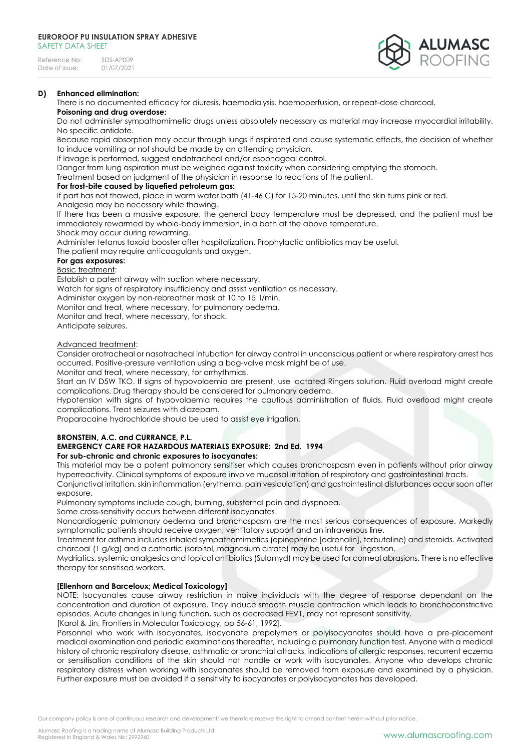**D) Enhanced elimination:**

There is no documented efficacy for diuresis, haemodialysis, haemoperfusion, or repeat-dose charcoal.

**Poisoning and drug overdose:**

Do not administer sympathomimetic drugs unless absolutely necessary as material may increase myocardial irritability. No specific antidote.

Because rapid absorption may occur through lungs if aspirated and cause systematic effects, the decision of whether to induce vomiting or not should be made by an attending physician.

If lavage is performed, suggest endotracheal and/or esophageal control.

Danger from lung aspiration must be weighed against toxicity when considering emptying the stomach.

Treatment based on judgment of the physician in response to reactions of the patient.

**For frost-bite caused by liquefied petroleum gas:**

If part has not thawed, place in warm water bath (41-46 C) for 15-20 minutes, until the skin turns pink or red.

Analgesia may be necessary while thawing.

If there has been a massive exposure, the general body temperature must be depressed, and the patient must be immediately rewarmed by whole-body immersion, in a bath at the above temperature.

Shock may occur during rewarming.

Administer tetanus toxoid booster after hospitalization. Prophylactic antibiotics may be useful.

The patient may require anticoagulants and oxygen.

**For gas exposures:**

Basic treatment:

Establish a patent airway with suction where necessary.

Watch for signs of respiratory insufficiency and assist ventilation as necessary.

Administer oxygen by non-rebreather mask at 10 to 15 l/min.

Monitor and treat, where necessary, for pulmonary oedema.

Monitor and treat, where necessary, for shock.

Anticipate seizures.

Advanced treatment:

Consider orotracheal or nasotracheal intubation for airway control in unconscious patient or where respiratory arrest has occurred. Positive-pressure ventilation using a bag-valve mask might be of use.

Monitor and treat, where necessary, for arrhythmias.

Start an IV D5W TKO. If signs of hypovolaemia are present, use lactated Ringers solution. Fluid overload might create complications. Drug therapy should be considered for pulmonary oedema.

Hypotension with signs of hypovolaemia requires the cautious administration of fluids. Fluid overload might create complications. Treat seizures with diazepam.

Proparacaine hydrochloride should be used to assist eye irrigation.

**BRONSTEIN, A.C. and CURRANCE, P.L.**

**EMERGENCY CARE FOR HAZARDOUS MATERIALS EXPOSURE: 2nd Ed. 1994**

**For sub-chronic and chronic exposures to isocyanates:**

This material may be a potent pulmonary sensitiser which causes bronchospasm even in patients without prior airway hyperreactivity. Clinical symptoms of exposure involve mucosal irritation of respiratory and gastrointestinal tracts.

Conjunctival irritation, skin inflammation (erythema, pain vesiculation) and gastrointestinal disturbances occur soon after exposure.

Pulmonary symptoms include cough, burning, substernal pain and dyspnoea.

Some cross-sensitivity occurs between different isocyanates.

Noncardiogenic pulmonary oedema and bronchospasm are the most serious consequences of exposure. Markedly symptomatic patients should receive oxygen, ventilatory support and an intravenous line.

Treatment for asthma includes inhaled sympathomimetics (epinephrine [adrenalin], terbutaline) and steroids. Activated charcoal (1 g/kg) and a cathartic (sorbitol, magnesium citrate) may be useful for ingestion.

Mydriatics, systemic analgesics and topical antibiotics (Sulamyd) may be used for corneal abrasions. There is no effective therapy for sensitised workers.

**[Ellenhorn and Barceloux; Medical Toxicology]**

NOTE: Isocyanates cause airway restriction in naive individuals with the degree of response dependant on the concentration and duration of exposure. They induce smooth muscle contraction which leads to bronchoconstrictive episodes. Acute changes in lung function, such as decreased FEV1, may not represent sensitivity.

[Karol & Jin, Frontiers in Molecular Toxicology, pp 56-61, 1992].

Personnel who work with isocyanates, isocyanate prepolymers or polyisocyanates should have a pre-placement medical examination and periodic examinations thereafter, including a pulmonary function test. Anyone with a medical history of chronic respiratory disease, asthmatic or bronchial attacks, indications of allergic responses, recurrent eczema or sensitisation conditions of the skin should not handle or work with isocyanates. Anyone who develops chronic respiratory distress when working with isocyanates should be removed from exposure and examined by a physician. Further exposure must be avoided if a sensitivity to isocyanates or polyisocyanates has developed.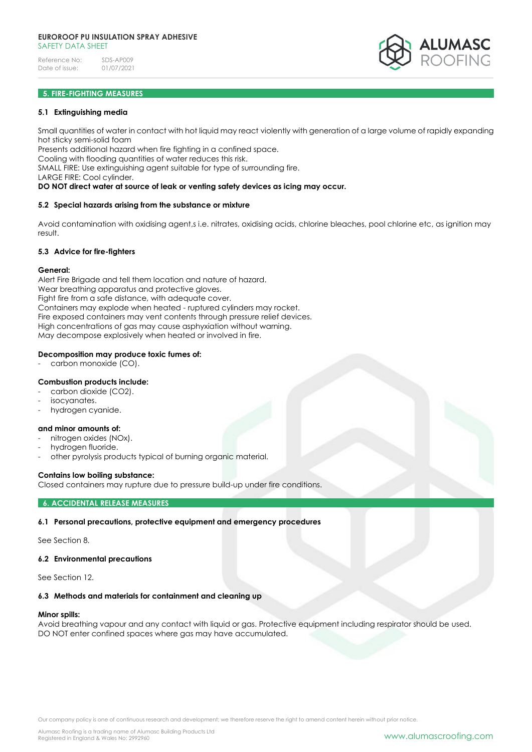## 5. FIRE-FIGHTING MEASURES

### 5.1 Extinguishing media

Small quantities of water in contact with hot liquid may react violently with generation of a large volume of rapidly expanding hot sticky semi-solid foam
Presents additional hazard when fire fighting in a confined space.
Cooling with flooding quantities of water reduces this risk.
SMALL FIRE: Use extinguishing agent suitable for type of surrounding fire.
LARGE FIRE: Cool cylinder.
**DO NOT direct water at source of leak or venting safety devices as icing may occur.**

### 5.2 Special hazards arising from the substance or mixture

Avoid contamination with oxidising agent,s i.e. nitrates, oxidising acids, chlorine bleaches, pool chlorine etc, as ignition may result.

### 5.3 Advice for fire-fighters

**General:**
Alert Fire Brigade and tell them location and nature of hazard.
Wear breathing apparatus and protective gloves.
Fight fire from a safe distance, with adequate cover.
Containers may explode when heated - ruptured cylinders may rocket.
Fire exposed containers may vent contents through pressure relief devices.
High concentrations of gas may cause asphyxiation without warning.
May decompose explosively when heated or involved in fire.

**Decomposition may produce toxic fumes of:**
- carbon monoxide (CO).

**Combustion products include:**
- carbon dioxide ($CO_2$).
- isocyanates.
- hydrogen cyanide.

**and minor amounts of:**
- nitrogen oxides ($NO_x$).
- hydrogen fluoride.
- other pyrolysis products typical of burning organic material.

**Contains low boiling substance:**
Closed containers may rupture due to pressure build-up under fire conditions.

## 6. ACCIDENTAL RELEASE MEASURES

### 6.1 Personal precautions, protective equipment and emergency procedures

See Section 8.

### 6.2 Environmental precautions

See Section 12.

### 6.3 Methods and materials for containment and cleaning up

**Minor spills:**
Avoid breathing vapour and any contact with liquid or gas. Protective equipment including respirator should be used.
DO NOT enter confined spaces where gas may have accumulated.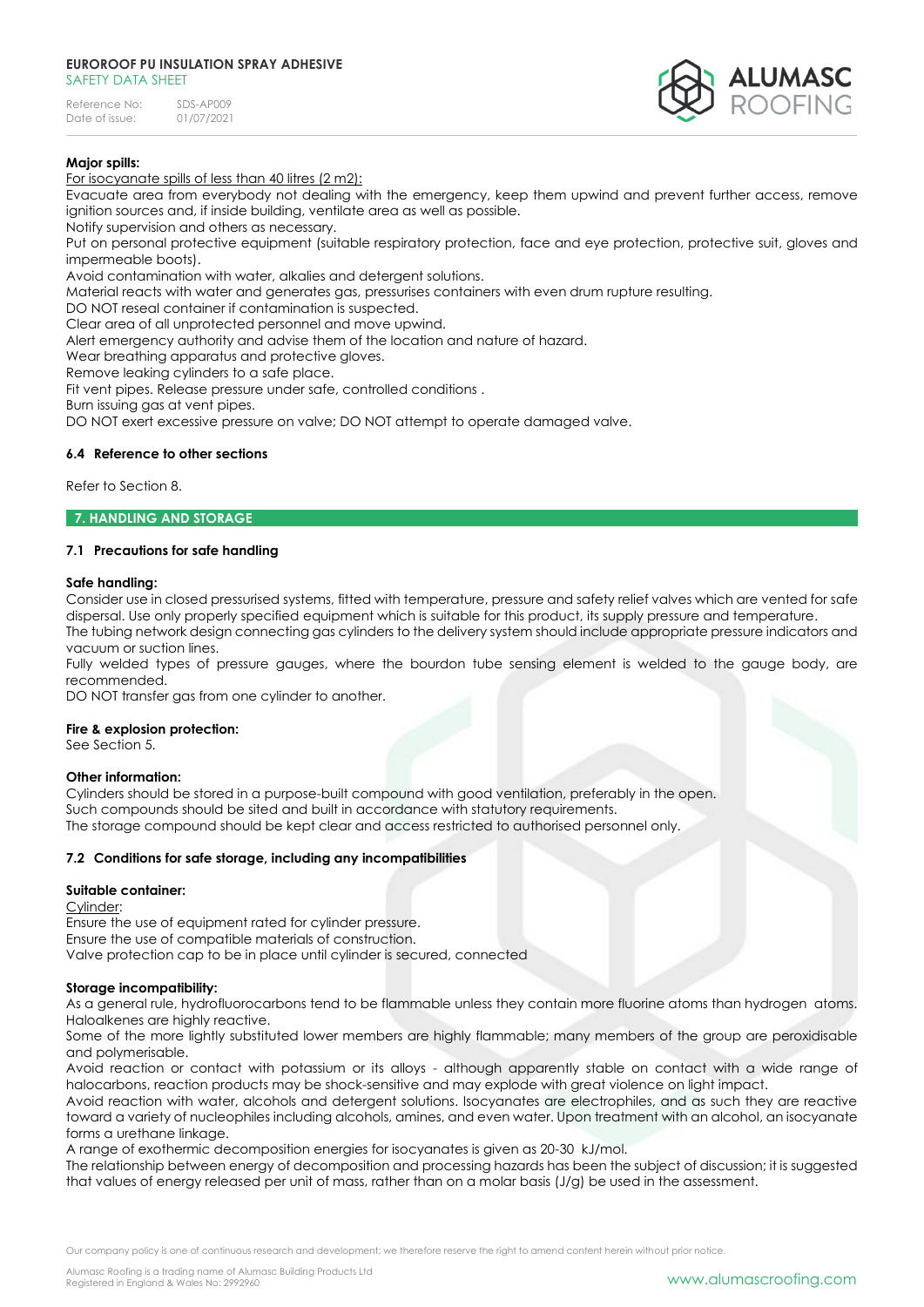**Major spills:**

For isocyanate spills of less than 40 litres (2 m2):

Evacuate area from everybody not dealing with the emergency, keep them upwind and prevent further access, remove ignition sources and, if inside building, ventilate area as well as possible.

Notify supervision and others as necessary.

Put on personal protective equipment (suitable respiratory protection, face and eye protection, protective suit, gloves and impermeable boots).

Avoid contamination with water, alkalies and detergent solutions.

Material reacts with water and generates gas, pressurises containers with even drum rupture resulting.

DO NOT reseal container if contamination is suspected.

Clear area of all unprotected personnel and move upwind.

Alert emergency authority and advise them of the location and nature of hazard.

Wear breathing apparatus and protective gloves.

Remove leaking cylinders to a safe place.

Fit vent pipes. Release pressure under safe, controlled conditions .

Burn issuing gas at vent pipes.

DO NOT exert excessive pressure on valve; DO NOT attempt to operate damaged valve.

### 6.4 Reference to other sections

Refer to Section 8.

## 7. HANDLING AND STORAGE

### 7.1 Precautions for safe handling

**Safe handling:**

Consider use in closed pressurised systems, fitted with temperature, pressure and safety relief valves which are vented for safe dispersal. Use only properly specified equipment which is suitable for this product, its supply pressure and temperature.

The tubing network design connecting gas cylinders to the delivery system should include appropriate pressure indicators and vacuum or suction lines.

Fully welded types of pressure gauges, where the bourdon tube sensing element is welded to the gauge body, are recommended.

DO NOT transfer gas from one cylinder to another.

**Fire & explosion protection:**

See Section 5.

**Other information:**

Cylinders should be stored in a purpose-built compound with good ventilation, preferably in the open.

Such compounds should be sited and built in accordance with statutory requirements.

The storage compound should be kept clear and access restricted to authorised personnel only.

### 7.2 Conditions for safe storage, including any incompatibilities

**Suitable container:**

Cylinder:

Ensure the use of equipment rated for cylinder pressure.

Ensure the use of compatible materials of construction.

Valve protection cap to be in place until cylinder is secured, connected

**Storage incompatibility:**

As a general rule, hydrofluorocarbons tend to be flammable unless they contain more fluorine atoms than hydrogen atoms. Haloalkenes are highly reactive.

Some of the more lightly substituted lower members are highly flammable; many members of the group are peroxidisable and polymerisable.

Avoid reaction or contact with potassium or its alloys - although apparently stable on contact with a wide range of halocarbons, reaction products may be shock-sensitive and may explode with great violence on light impact.

Avoid reaction with water, alcohols and detergent solutions. Isocyanates are electrophiles, and as such they are reactive toward a variety of nucleophiles including alcohols, amines, and even water. Upon treatment with an alcohol, an isocyanate forms a urethane linkage.

A range of exothermic decomposition energies for isocyanates is given as 20-30 kJ/mol.

The relationship between energy of decomposition and processing hazards has been the subject of discussion; it is suggested that values of energy released per unit of mass, rather than on a molar basis (J/g) be used in the assessment.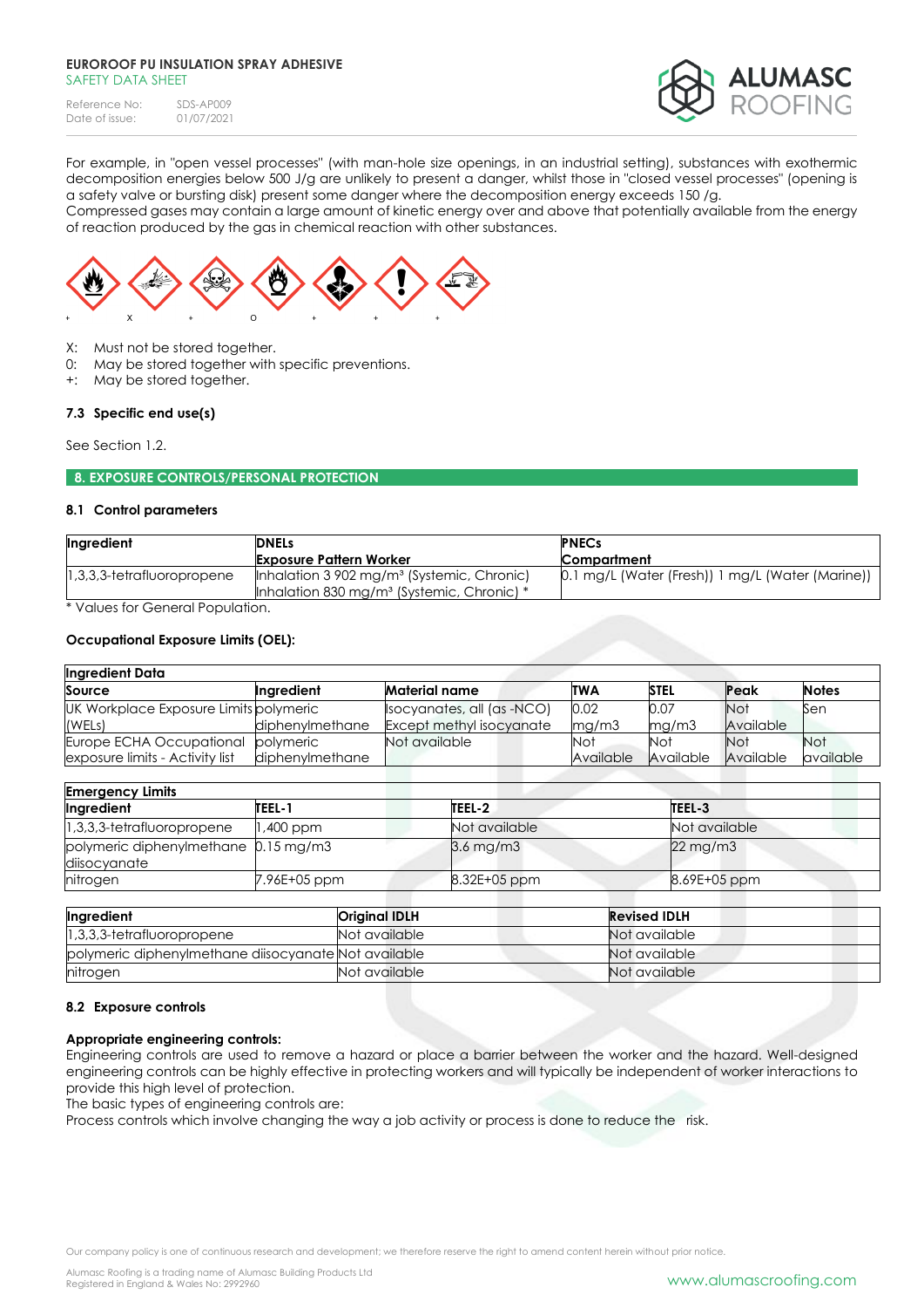For example, in "open vessel processes" (with man-hole size openings, in an industrial setting), substances with exothermic decomposition energies below 500 J/g are unlikely to present a danger, whilst those in "closed vessel processes" (opening is a safety valve or bursting disk) present some danger where the decomposition energy exceeds 150 /g.
Compressed gases may contain a large amount of kinetic energy over and above that potentially available from the energy of reaction produced by the gas in chemical reaction with other substances.

+ X + O + + +

X: Must not be stored together.
0: May be stored together with specific preventions.
+: May be stored together.

### 7.3 Specific end use(s)

See Section 1.2.

## 8. EXPOSURE CONTROLS/PERSONAL PROTECTION

### 8.1 Control parameters

| Ingredient | DNELs<br>Exposure Pattern Worker | PNECs<br>Compartment |
|---|---|---|
| 1,3,3,3-tetrafluoropropene | Inhalation 3 902 mg/m³ (Systemic, Chronic)<br>Inhalation 830 mg/m³ (Systemic, Chronic) * | 0.1 mg/L (Water (Fresh)) 1 mg/L (Water (Marine)) |

\* Values for General Population.

**Occupational Exposure Limits (OEL):**

| Ingredient Data | | | | | | |
|---|---|---|---|---|---|---|
| **Source** | **Ingredient** | **Material name** | **TWA** | **STEL** | **Peak** | **Notes** |
| UK Workplace Exposure Limits (WELs) | polymeric diphenylmethane | Isocyanates, all (as -NCO) Except methyl isocyanate | 0.02 mg/m3 | 0.07 mg/m3 | Not Available | Sen |
| Europe ECHA Occupational exposure limits - Activity list | polymeric diphenylmethane | Not available | Not Available | Not Available | Not Available | Not available |

| Emergency Limits | | | |
|---|---|---|---|
| **Ingredient** | **TEEL-1** | **TEEL-2** | **TEEL-3** |
| 1,3,3,3-tetrafluoropropene | 1,400 ppm | Not available | Not available |
| polymeric diphenylmethane diisocyanate | 0.15 mg/m3 | 3.6 mg/m3 | 22 mg/m3 |
| nitrogen | 7.96E+05 ppm | 8.32E+05 ppm | 8.69E+05 ppm |

| Ingredient | Original IDLH | Revised IDLH |
|---|---|---|
| 1,3,3,3-tetrafluoropropene | Not available | Not available |
| polymeric diphenylmethane diisocyanate | Not available | Not available |
| nitrogen | Not available | Not available |

### 8.2 Exposure controls

**Appropriate engineering controls:**
Engineering controls are used to remove a hazard or place a barrier between the worker and the hazard. Well-designed engineering controls can be highly effective in protecting workers and will typically be independent of worker interactions to provide this high level of protection.
The basic types of engineering controls are:
Process controls which involve changing the way a job activity or process is done to reduce the risk.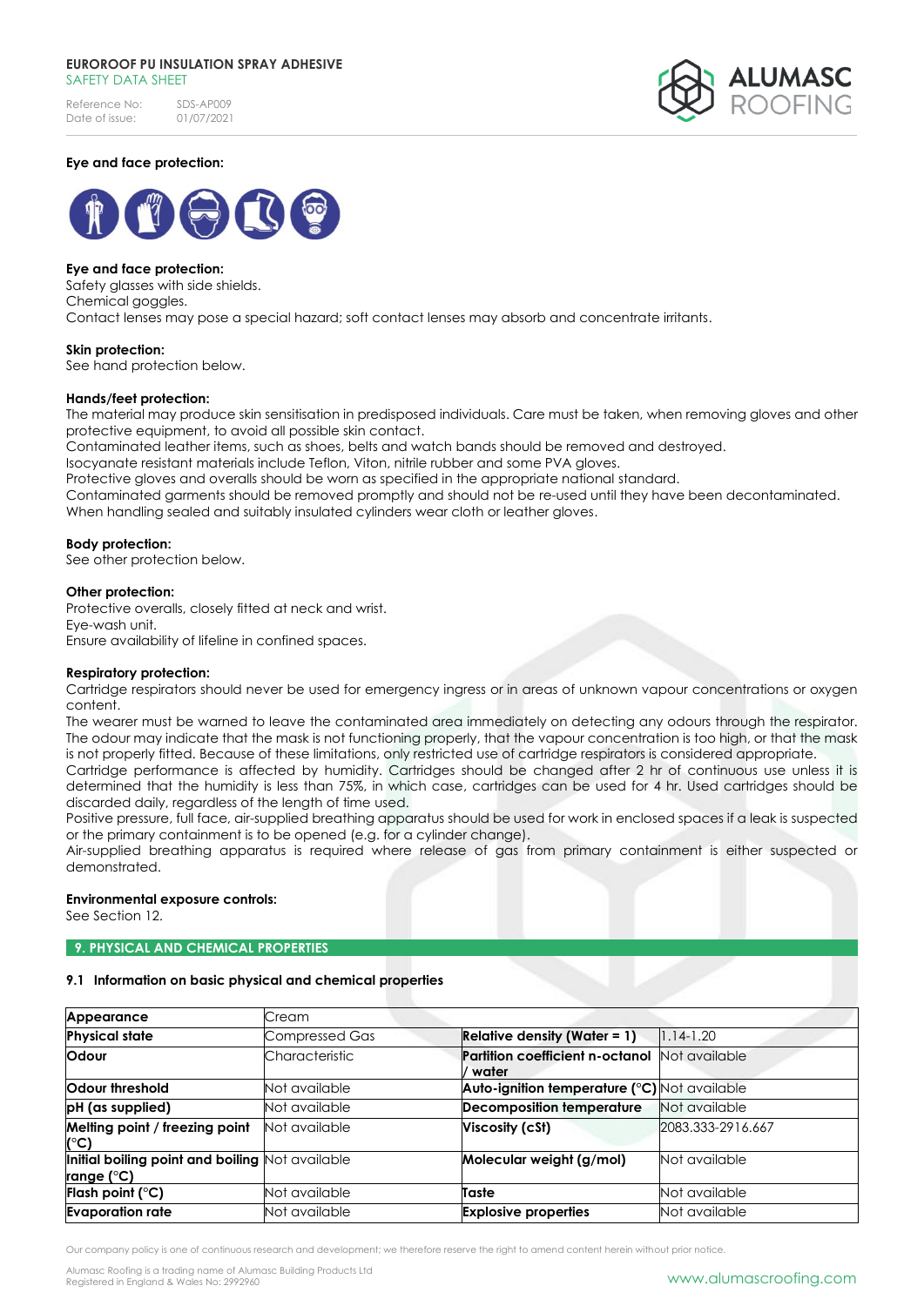**Eye and face protection:**

**Eye and face protection:**
Safety glasses with side shields.
Chemical goggles.
Contact lenses may pose a special hazard; soft contact lenses may absorb and concentrate irritants.

**Skin protection:**
See hand protection below.

**Hands/feet protection:**
The material may produce skin sensitisation in predisposed individuals. Care must be taken, when removing gloves and other protective equipment, to avoid all possible skin contact.
Contaminated leather items, such as shoes, belts and watch bands should be removed and destroyed.
Isocyanate resistant materials include Teflon, Viton, nitrile rubber and some PVA gloves.
Protective gloves and overalls should be worn as specified in the appropriate national standard.
Contaminated garments should be removed promptly and should not be re-used until they have been decontaminated.
When handling sealed and suitably insulated cylinders wear cloth or leather gloves.

**Body protection:**
See other protection below.

**Other protection:**
Protective overalls, closely fitted at neck and wrist.
Eye-wash unit.
Ensure availability of lifeline in confined spaces.

**Respiratory protection:**
Cartridge respirators should never be used for emergency ingress or in areas of unknown vapour concentrations or oxygen content.
The wearer must be warned to leave the contaminated area immediately on detecting any odours through the respirator. The odour may indicate that the mask is not functioning properly, that the vapour concentration is too high, or that the mask is not properly fitted. Because of these limitations, only restricted use of cartridge respirators is considered appropriate.
Cartridge performance is affected by humidity. Cartridges should be changed after 2 hr of continuous use unless it is determined that the humidity is less than 75%, in which case, cartridges can be used for 4 hr. Used cartridges should be discarded daily, regardless of the length of time used.
Positive pressure, full face, air-supplied breathing apparatus should be used for work in enclosed spaces if a leak is suspected or the primary containment is to be opened (e.g. for a cylinder change).
Air-supplied breathing apparatus is required where release of gas from primary containment is either suspected or demonstrated.

**Environmental exposure controls:**
See Section 12.

## 9. PHYSICAL AND CHEMICAL PROPERTIES

### 9.1 Information on basic physical and chemical properties

| Appearance | Cream | | |
|---|---|---|---|
| Physical state | Compressed Gas | Relative density (Water = 1) | 1.14-1.20 |
| Odour | Characteristic | Partition coefficient n-octanol / water | Not available |
| Odour threshold | Not available | Auto-ignition temperature (°C) | Not available |
| pH (as supplied) | Not available | Decomposition temperature | Not available |
| Melting point / freezing point (°C) | Not available | Viscosity (cSt) | 2083.333-2916.667 |
| Initial boiling point and boiling range (°C) | Not available | Molecular weight (g/mol) | Not available |
| Flash point (°C) | Not available | Taste | Not available |
| Evaporation rate | Not available | Explosive properties | Not available |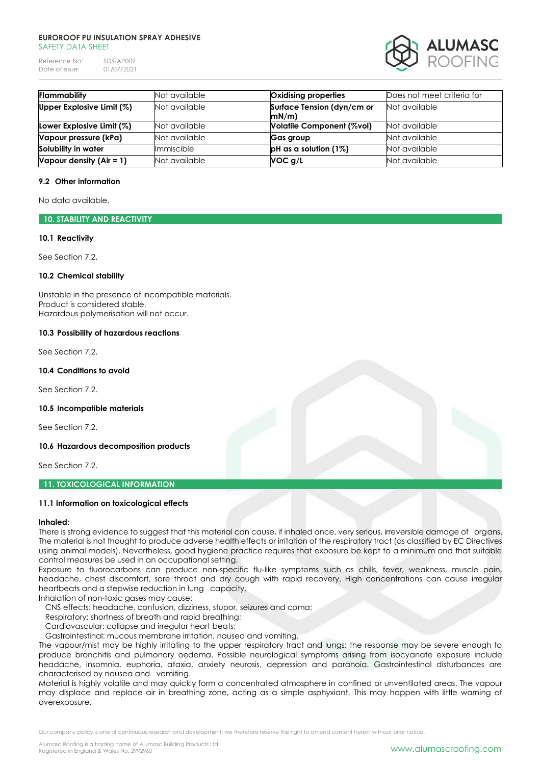| Flammability | Not available | Oxidising properties | Does not meet criteria for |
|---|---|---|---|
| Upper Explosive Limit (%) | Not available | Surface Tension (dyn/cm or mN/m) | Not available |
| Lower Explosive Limit (%) | Not available | Volatile Component (%vol) | Not available |
| Vapour pressure (kPa) | Not available | Gas group | Not available |
| Solubility in water | Immiscible | pH as a solution (1%) | Not available |
| Vapour density (Air = 1) | Not available | VOC g/L | Not available |

### 9.2 Other information

No data available.

## 10. STABILITY AND REACTIVITY

### 10.1 Reactivity

See Section 7.2.

### 10.2 Chemical stability

Unstable in the presence of incompatible materials.
Product is considered stable.
Hazardous polymerisation will not occur.

### 10.3 Possibility of hazardous reactions

See Section 7.2.

### 10.4 Conditions to avoid

See Section 7.2.

### 10.5 Incompatible materials

See Section 7.2.

### 10.6 Hazardous decomposition products

See Section 7.2.

## 11. TOXICOLOGICAL INFORMATION

### 11.1 Information on toxicological effects

**Inhaled:**
There is strong evidence to suggest that this material can cause, if inhaled once, very serious, irreversible damage of organs. The material is not thought to produce adverse health effects or irritation of the respiratory tract (as classified by EC Directives using animal models). Nevertheless, good hygiene practice requires that exposure be kept to a minimum and that suitable control measures be used in an occupational setting.
Exposure to fluorocarbons can produce non-specific flu-like symptoms such as chills, fever, weakness, muscle pain, headache, chest discomfort, sore throat and dry cough with rapid recovery. High concentrations can cause irregular heartbeats and a stepwise reduction in lung capacity.
Inhalation of non-toxic gases may cause:
 CNS effects: headache, confusion, dizziness, stupor, seizures and coma;
 Respiratory: shortness of breath and rapid breathing;
 Cardiovascular: collapse and irregular heart beats;
 Gastrointestinal: mucous membrane irritation, nausea and vomiting.
The vapour/mist may be highly irritating to the upper respiratory tract and lungs; the response may be severe enough to produce bronchitis and pulmonary oedema. Possible neurological symptoms arising from isocyanate exposure include headache, insomnia, euphoria, ataxia, anxiety neurosis, depression and paranoia. Gastrointestinal disturbances are characterised by nausea and vomiting.
Material is highly volatile and may quickly form a concentrated atmosphere in confined or unventilated areas. The vapour may displace and replace air in breathing zone, acting as a simple asphyxiant. This may happen with little warning of overexposure.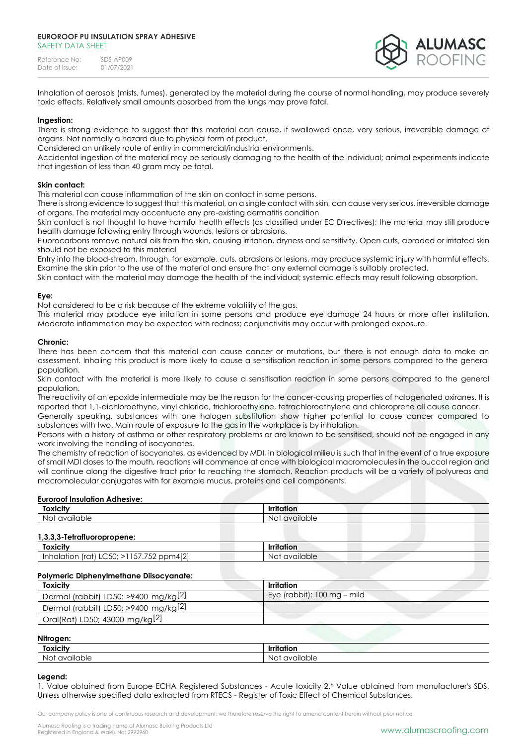Inhalation of aerosols (mists, fumes), generated by the material during the course of normal handling, may produce severely toxic effects. Relatively small amounts absorbed from the lungs may prove fatal.

**Ingestion:**

There is strong evidence to suggest that this material can cause, if swallowed once, very serious, irreversible damage of organs. Not normally a hazard due to physical form of product.

Considered an unlikely route of entry in commercial/industrial environments.

Accidental ingestion of the material may be seriously damaging to the health of the individual; animal experiments indicate that ingestion of less than 40 gram may be fatal.

**Skin contact:**

This material can cause inflammation of the skin on contact in some persons.

There is strong evidence to suggest that this material, on a single contact with skin, can cause very serious, irreversible damage of organs. The material may accentuate any pre-existing dermatitis condition

Skin contact is not thought to have harmful health effects (as classified under EC Directives); the material may still produce health damage following entry through wounds, lesions or abrasions.

Fluorocarbons remove natural oils from the skin, causing irritation, dryness and sensitivity. Open cuts, abraded or irritated skin should not be exposed to this material

Entry into the blood-stream, through, for example, cuts, abrasions or lesions, may produce systemic injury with harmful effects. Examine the skin prior to the use of the material and ensure that any external damage is suitably protected.

Skin contact with the material may damage the health of the individual; systemic effects may result following absorption.

**Eye:**

Not considered to be a risk because of the extreme volatility of the gas.

This material may produce eye irritation in some persons and produce eye damage 24 hours or more after instillation. Moderate inflammation may be expected with redness; conjunctivitis may occur with prolonged exposure.

**Chronic:**

There has been concern that this material can cause cancer or mutations, but there is not enough data to make an assessment. Inhaling this product is more likely to cause a sensitisation reaction in some persons compared to the general population.

Skin contact with the material is more likely to cause a sensitisation reaction in some persons compared to the general population.

The reactivity of an epoxide intermediate may be the reason for the cancer-causing properties of halogenated oxiranes. It is reported that 1,1-dichloroethyne, vinyl chloride, trichloroethylene, tetrachloroethylene and chloroprene all cause cancer.

Generally speaking, substances with one halogen substitution show higher potential to cause cancer compared to substances with two. Main route of exposure to the gas in the workplace is by inhalation.

Persons with a history of asthma or other respiratory problems or are known to be sensitised, should not be engaged in any work involving the handling of isocyanates.

The chemistry of reaction of isocyanates, as evidenced by MDI, in biological milieu is such that in the event of a true exposure of small MDI doses to the mouth, reactions will commence at once with biological macromolecules in the buccal region and will continue along the digestive tract prior to reaching the stomach. Reaction products will be a variety of polyureas and macromolecular conjugates with for example mucus, proteins and cell components.

**Euroroof Insulation Adhesive:**

| Toxicity | Irritation |
|---|---|
| Not available | Not available |

**1,3,3,3-Tetrafluoropropene:**

| Toxicity | Irritation |
|---|---|
| Inhalation (rat) LC50; >1157.752 ppm4[2] | Not available |

**Polymeric Diphenylmethane Diisocyanate:**

| Toxicity | Irritation |
|---|---|
| Dermal (rabbit) LD50: >9400 mg/kg[2] | Eye (rabbit): 100 mg – mild |
| Dermal (rabbit) LD50: >9400 mg/kg[2] | |
| Oral(Rat) LD50; 43000 mg/kg[2] | |

**Nitrogen:**

| Toxicity | Irritation |
|---|---|
| Not available | Not available |

**Legend:**

1. Value obtained from Europe ECHA Registered Substances - Acute toxicity 2.* Value obtained from manufacturer's SDS. Unless otherwise specified data extracted from RTECS - Register of Toxic Effect of Chemical Substances.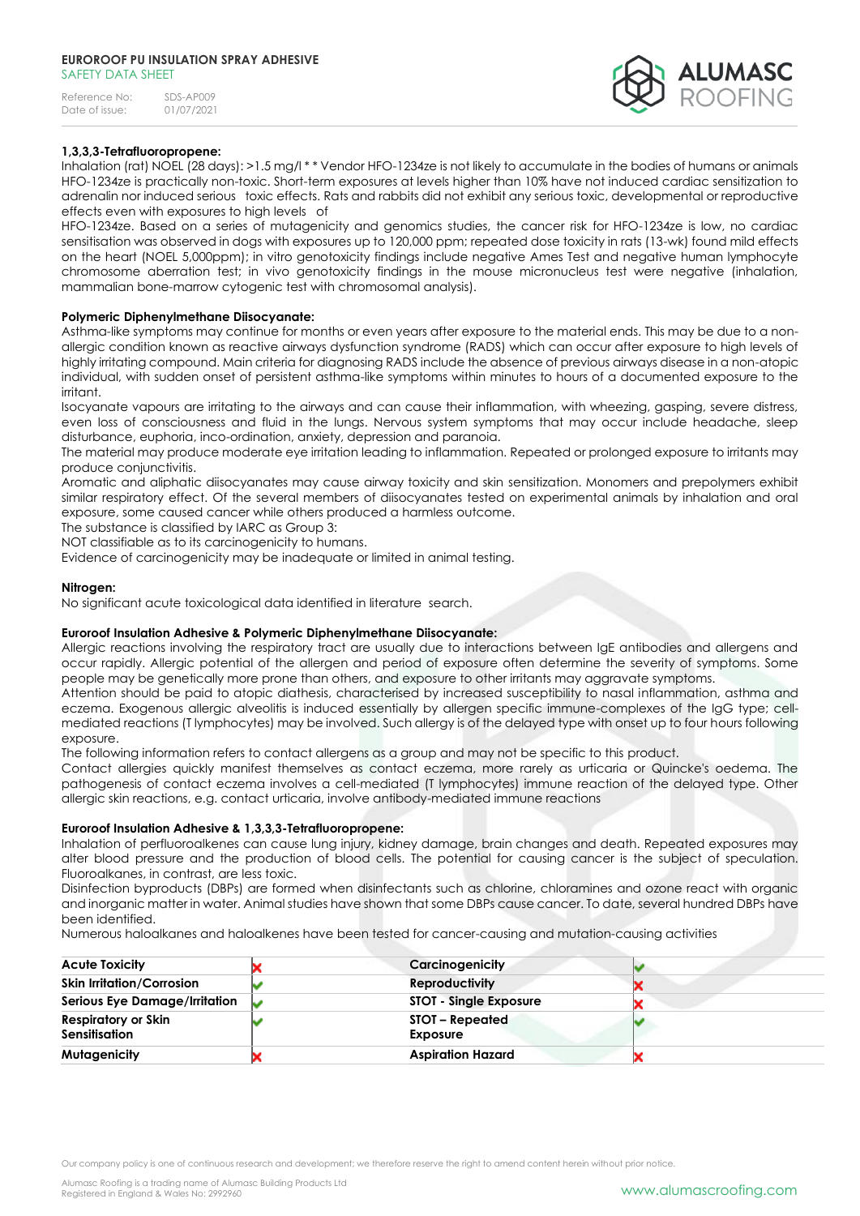**1,3,3,3-Tetrafluoropropene:**

Inhalation (rat) NOEL (28 days): >1.5 mg/l * * Vendor HFO-1234ze is not likely to accumulate in the bodies of humans or animals HFO-1234ze is practically non-toxic. Short-term exposures at levels higher than 10% have not induced cardiac sensitization to adrenalin nor induced serious toxic effects. Rats and rabbits did not exhibit any serious toxic, developmental or reproductive effects even with exposures to high levels of HFO-1234ze. Based on a series of mutagenicity and genomics studies, the cancer risk for HFO-1234ze is low, no cardiac sensitisation was observed in dogs with exposures up to 120,000 ppm; repeated dose toxicity in rats (13-wk) found mild effects on the heart (NOEL 5,000ppm); in vitro genotoxicity findings include negative Ames Test and negative human lymphocyte chromosome aberration test; in vivo genotoxicity findings in the mouse micronucleus test were negative (inhalation, mammalian bone-marrow cytogenic test with chromosomal analysis).

**Polymeric Diphenylmethane Diisocyanate:**

Asthma-like symptoms may continue for months or even years after exposure to the material ends. This may be due to a non-allergic condition known as reactive airways dysfunction syndrome (RADS) which can occur after exposure to high levels of highly irritating compound. Main criteria for diagnosing RADS include the absence of previous airways disease in a non-atopic individual, with sudden onset of persistent asthma-like symptoms within minutes to hours of a documented exposure to the irritant.

Isocyanate vapours are irritating to the airways and can cause their inflammation, with wheezing, gasping, severe distress, even loss of consciousness and fluid in the lungs. Nervous system symptoms that may occur include headache, sleep disturbance, euphoria, inco-ordination, anxiety, depression and paranoia.

The material may produce moderate eye irritation leading to inflammation. Repeated or prolonged exposure to irritants may produce conjunctivitis.

Aromatic and aliphatic diisocyanates may cause airway toxicity and skin sensitization. Monomers and prepolymers exhibit similar respiratory effect. Of the several members of diisocyanates tested on experimental animals by inhalation and oral exposure, some caused cancer while others produced a harmless outcome.

The substance is classified by IARC as Group 3:

NOT classifiable as to its carcinogenicity to humans.

Evidence of carcinogenicity may be inadequate or limited in animal testing.

**Nitrogen:**

No significant acute toxicological data identified in literature search.

**Euroroof Insulation Adhesive & Polymeric Diphenylmethane Diisocyanate:**

Allergic reactions involving the respiratory tract are usually due to interactions between IgE antibodies and allergens and occur rapidly. Allergic potential of the allergen and period of exposure often determine the severity of symptoms. Some people may be genetically more prone than others, and exposure to other irritants may aggravate symptoms.

Attention should be paid to atopic diathesis, characterised by increased susceptibility to nasal inflammation, asthma and eczema. Exogenous allergic alveolitis is induced essentially by allergen specific immune-complexes of the IgG type; cell-mediated reactions (T lymphocytes) may be involved. Such allergy is of the delayed type with onset up to four hours following exposure.

The following information refers to contact allergens as a group and may not be specific to this product.

Contact allergies quickly manifest themselves as contact eczema, more rarely as urticaria or Quincke's oedema. The pathogenesis of contact eczema involves a cell-mediated (T lymphocytes) immune reaction of the delayed type. Other allergic skin reactions, e.g. contact urticaria, involve antibody-mediated immune reactions

**Euroroof Insulation Adhesive & 1,3,3,3-Tetrafluoropropene:**

Inhalation of perfluoroalkenes can cause lung injury, kidney damage, brain changes and death. Repeated exposures may alter blood pressure and the production of blood cells. The potential for causing cancer is the subject of speculation. Fluoroalkanes, in contrast, are less toxic.

Disinfection byproducts (DBPs) are formed when disinfectants such as chlorine, chloramines and ozone react with organic and inorganic matter in water. Animal studies have shown that some DBPs cause cancer. To date, several hundred DBPs have been identified.

Numerous haloalkanes and haloalkenes have been tested for cancer-causing and mutation-causing activities

| Acute Toxicity | ✗ | Carcinogenicity | ✓ |
|---|---|---|---|
| Skin Irritation/Corrosion | ✓ | Reproductivity | ✗ |
| Serious Eye Damage/Irritation | ✓ | STOT - Single Exposure | ✗ |
| Respiratory or Skin Sensitisation | ✓ | STOT – Repeated Exposure | ✓ |
| Mutagenicity | ✗ | Aspiration Hazard | ✗ |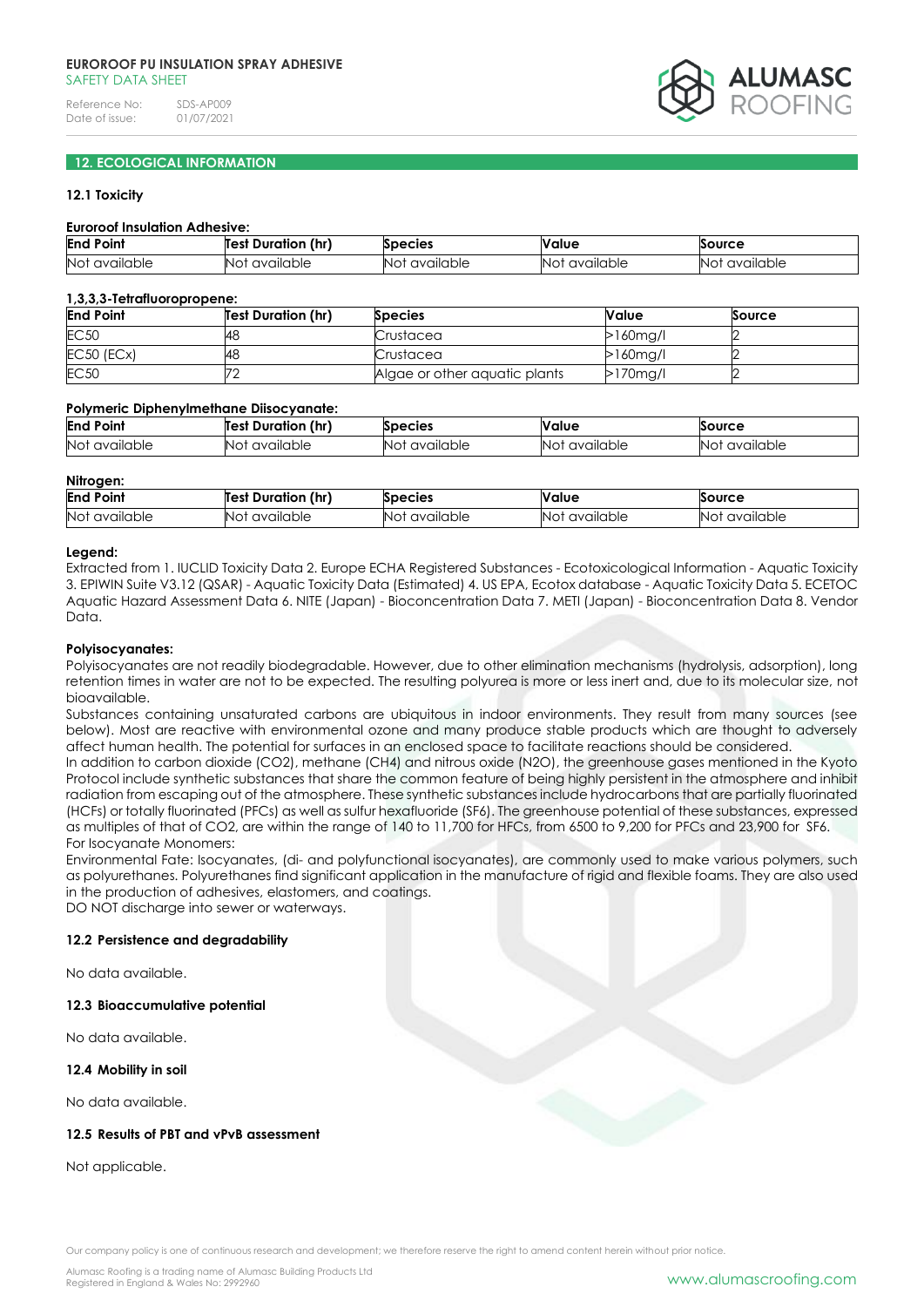## 12. ECOLOGICAL INFORMATION

### 12.1 Toxicity

**Euroroof Insulation Adhesive:**

| End Point | Test Duration (hr) | Species | Value | Source |
|---|---|---|---|---|
| Not available | Not available | Not available | Not available | Not available |

**1,3,3,3-Tetrafluoropropene:**

| End Point | Test Duration (hr) | Species | Value | Source |
|---|---|---|---|---|
| EC50 | 48 | Crustacea | >160mg/l | 2 |
| EC50 (ECx) | 48 | Crustacea | >160mg/l | 2 |
| EC50 | 72 | Algae or other aquatic plants | >170mg/l | 2 |

**Polymeric Diphenylmethane Diisocyanate:**

| End Point | Test Duration (hr) | Species | Value | Source |
|---|---|---|---|---|
| Not available | Not available | Not available | Not available | Not available |

**Nitrogen:**

| End Point | Test Duration (hr) | Species | Value | Source |
|---|---|---|---|---|
| Not available | Not available | Not available | Not available | Not available |

**Legend:**

Extracted from 1. IUCLID Toxicity Data 2. Europe ECHA Registered Substances - Ecotoxicological Information - Aquatic Toxicity 3. EPIWIN Suite V3.12 (QSAR) - Aquatic Toxicity Data (Estimated) 4. US EPA, Ecotox database - Aquatic Toxicity Data 5. ECETOC Aquatic Hazard Assessment Data 6. NITE (Japan) - Bioconcentration Data 7. METI (Japan) - Bioconcentration Data 8. Vendor Data.

**Polyisocyanates:**

Polyisocyanates are not readily biodegradable. However, due to other elimination mechanisms (hydrolysis, adsorption), long retention times in water are not to be expected. The resulting polyurea is more or less inert and, due to its molecular size, not bioavailable.

Substances containing unsaturated carbons are ubiquitous in indoor environments. They result from many sources (see below). Most are reactive with environmental ozone and many produce stable products which are thought to adversely affect human health. The potential for surfaces in an enclosed space to facilitate reactions should be considered.

In addition to carbon dioxide ($CO_2$), methane ($CH_4$) and nitrous oxide ($N_2O$), the greenhouse gases mentioned in the Kyoto Protocol include synthetic substances that share the common feature of being highly persistent in the atmosphere and inhibit radiation from escaping out of the atmosphere. These synthetic substances include hydrocarbons that are partially fluorinated (HCFs) or totally fluorinated (PFCs) as well as sulfur hexafluoride ($SF_6$). The greenhouse potential of these substances, expressed as multiples of that of $CO_2$, are within the range of 140 to 11,700 for HFCs, from 6500 to 9,200 for PFCs and 23,900 for $SF_6$.

For Isocyanate Monomers:

Environmental Fate: Isocyanates, (di- and polyfunctional isocyanates), are commonly used to make various polymers, such as polyurethanes. Polyurethanes find significant application in the manufacture of rigid and flexible foams. They are also used in the production of adhesives, elastomers, and coatings.

DO NOT discharge into sewer or waterways.

### 12.2 Persistence and degradability

No data available.

### 12.3 Bioaccumulative potential

No data available.

### 12.4 Mobility in soil

No data available.

### 12.5 Results of PBT and vPvB assessment

Not applicable.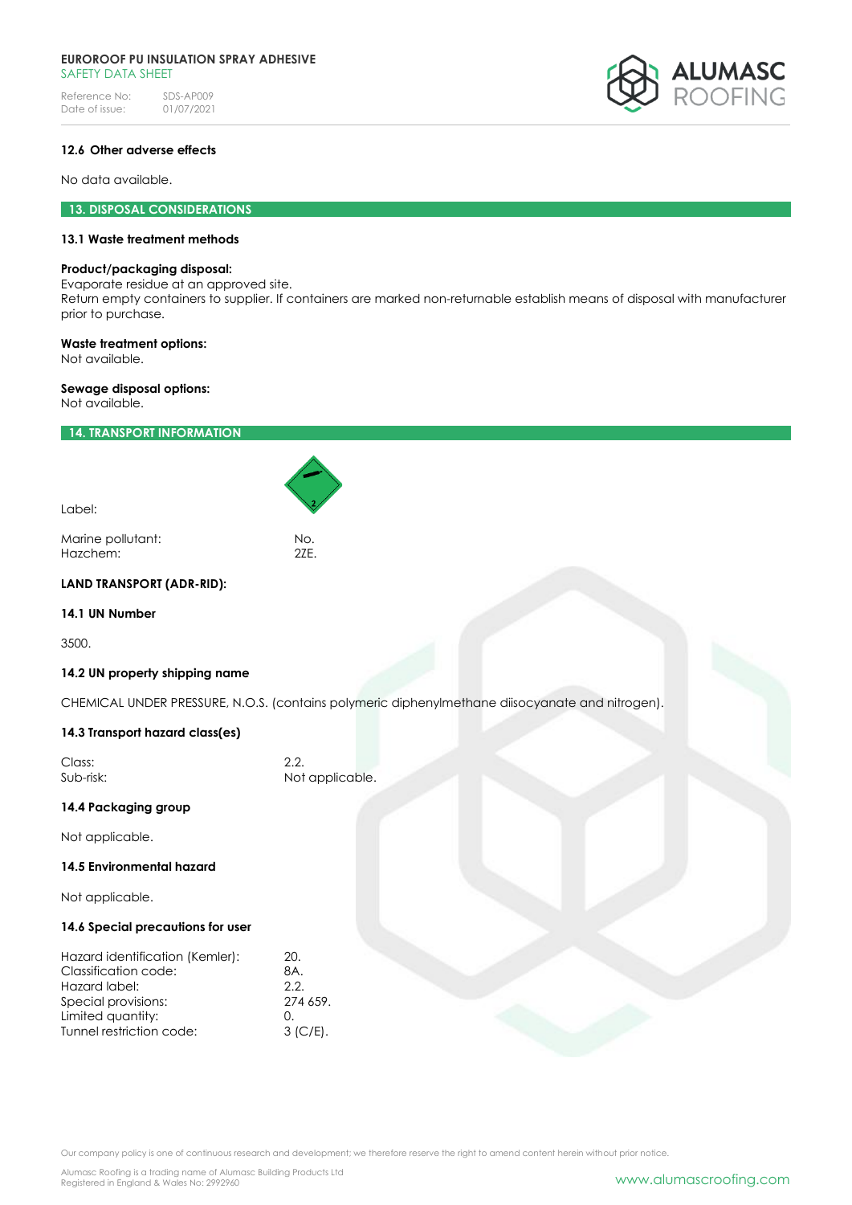### 12.6 Other adverse effects

No data available.

## 13. DISPOSAL CONSIDERATIONS

### 13.1 Waste treatment methods

**Product/packaging disposal:**
Evaporate residue at an approved site.
Return empty containers to supplier. If containers are marked non-returnable establish means of disposal with manufacturer prior to purchase.

**Waste treatment options:**
Not available.

**Sewage disposal options:**
Not available.

## 14. TRANSPORT INFORMATION

| | |
|---|---|
| Label: | |
| Marine pollutant: | No. |
| Hazchem: | 2ZE. |

**LAND TRANSPORT (ADR-RID):**

### 14.1 UN Number

3500.

### 14.2 UN property shipping name

CHEMICAL UNDER PRESSURE, N.O.S. (contains polymeric diphenylmethane diisocyanate and nitrogen).

### 14.3 Transport hazard class(es)

| | |
|---|---|
| Class: | 2.2. |
| Sub-risk: | Not applicable. |

### 14.4 Packaging group

Not applicable.

### 14.5 Environmental hazard

Not applicable.

### 14.6 Special precautions for user

| | |
|---|---|
| Hazard identification (Kemler): | 20. |
| Classification code: | 8A. |
| Hazard label: | 2.2. |
| Special provisions: | 274 659. |
| Limited quantity: | 0. |
| Tunnel restriction code: | 3 (C/E). |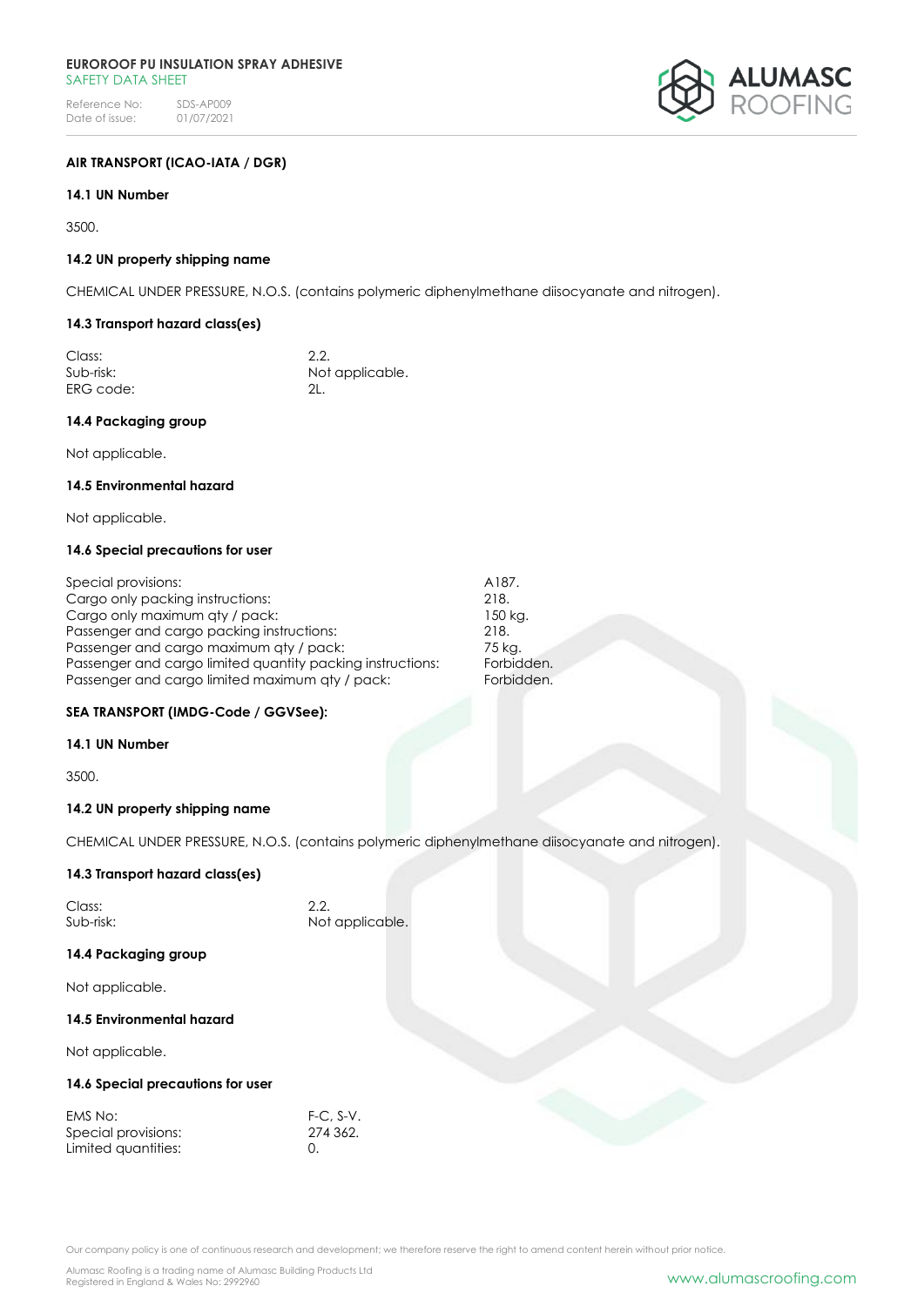**AIR TRANSPORT (ICAO-IATA / DGR)**

**14.1 UN Number**

3500.

**14.2 UN property shipping name**

CHEMICAL UNDER PRESSURE, N.O.S. (contains polymeric diphenylmethane diisocyanate and nitrogen).

**14.3 Transport hazard class(es)**

| | |
|---|---|
| Class: | 2.2. |
| Sub-risk: | Not applicable. |
| ERG code: | 2L. |

**14.4 Packaging group**

Not applicable.

**14.5 Environmental hazard**

Not applicable.

**14.6 Special precautions for user**

| | |
|---|---|
| Special provisions: | A187. |
| Cargo only packing instructions: | 218. |
| Cargo only maximum qty / pack: | 150 kg. |
| Passenger and cargo packing instructions: | 218. |
| Passenger and cargo maximum qty / pack: | 75 kg. |
| Passenger and cargo limited quantity packing instructions: | Forbidden. |
| Passenger and cargo limited maximum qty / pack: | Forbidden. |

**SEA TRANSPORT (IMDG-Code / GGVSee):**

**14.1 UN Number**

3500.

**14.2 UN property shipping name**

CHEMICAL UNDER PRESSURE, N.O.S. (contains polymeric diphenylmethane diisocyanate and nitrogen).

**14.3 Transport hazard class(es)**

| | |
|---|---|
| Class: | 2.2. |
| Sub-risk: | Not applicable. |

**14.4 Packaging group**

Not applicable.

**14.5 Environmental hazard**

Not applicable.

**14.6 Special precautions for user**

| | |
|---|---|
| EMS No: | F-C, S-V. |
| Special provisions: | 274 362. |
| Limited quantities: | 0. |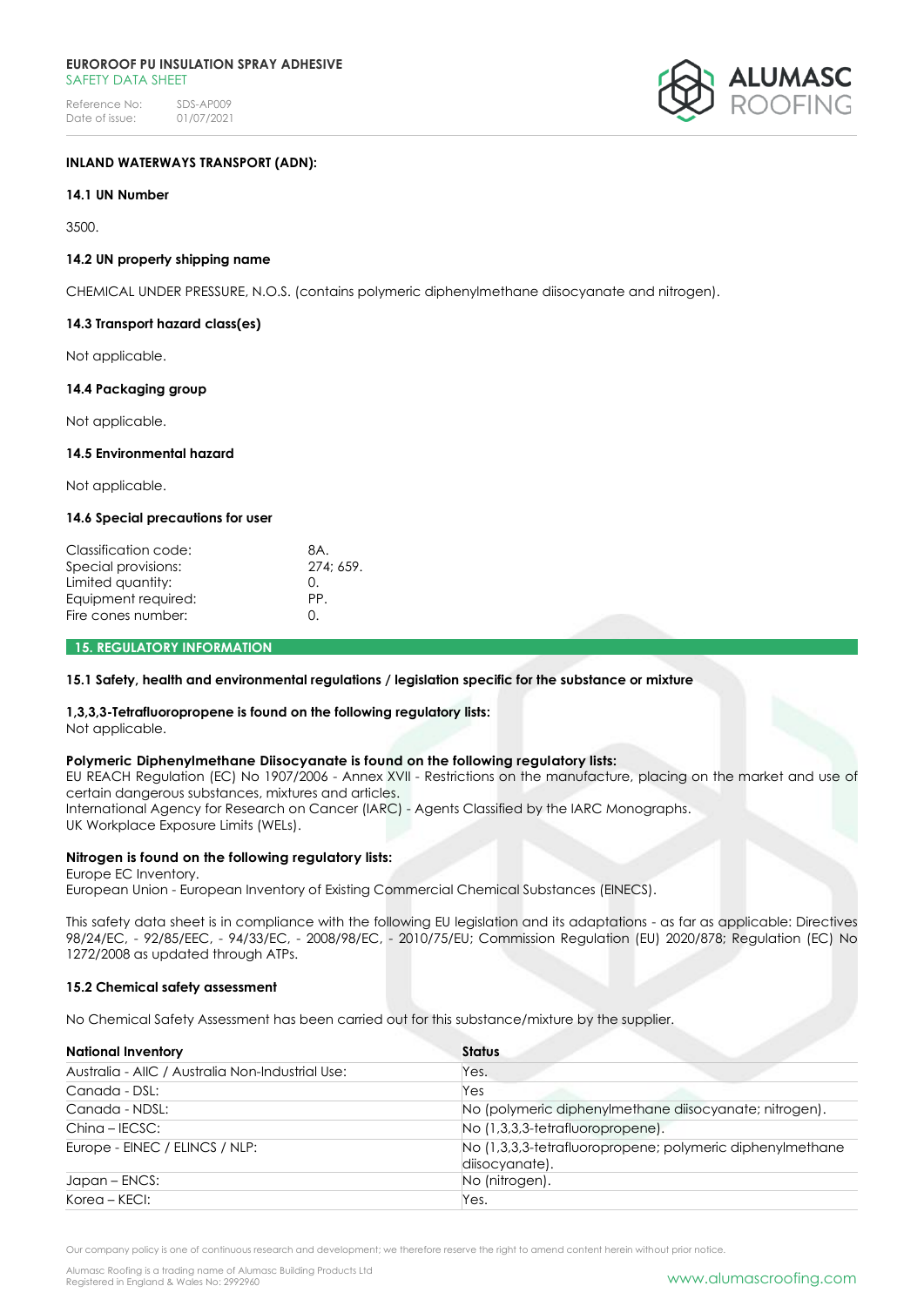**INLAND WATERWAYS TRANSPORT (ADN):**

**14.1 UN Number**

3500.

**14.2 UN property shipping name**

CHEMICAL UNDER PRESSURE, N.O.S. (contains polymeric diphenylmethane diisocyanate and nitrogen).

**14.3 Transport hazard class(es)**

Not applicable.

**14.4 Packaging group**

Not applicable.

**14.5 Environmental hazard**

Not applicable.

**14.6 Special precautions for user**

| | |
|---|---|
| Classification code: | 8A. |
| Special provisions: | 274; 659. |
| Limited quantity: | 0. |
| Equipment required: | PP. |
| Fire cones number: | 0. |

## 15. REGULATORY INFORMATION

**15.1 Safety, health and environmental regulations / legislation specific for the substance or mixture**

**1,3,3,3-Tetrafluoropropene is found on the following regulatory lists:**
Not applicable.

**Polymeric Diphenylmethane Diisocyanate is found on the following regulatory lists:**
EU REACH Regulation (EC) No 1907/2006 - Annex XVII - Restrictions on the manufacture, placing on the market and use of certain dangerous substances, mixtures and articles.
International Agency for Research on Cancer (IARC) - Agents Classified by the IARC Monographs.
UK Workplace Exposure Limits (WELs).

**Nitrogen is found on the following regulatory lists:**
Europe EC Inventory.
European Union - European Inventory of Existing Commercial Chemical Substances (EINECS).

This safety data sheet is in compliance with the following EU legislation and its adaptations - as far as applicable: Directives 98/24/EC, - 92/85/EEC, - 94/33/EC, - 2008/98/EC, - 2010/75/EU; Commission Regulation (EU) 2020/878; Regulation (EC) No 1272/2008 as updated through ATPs.

**15.2 Chemical safety assessment**

No Chemical Safety Assessment has been carried out for this substance/mixture by the supplier.

| National Inventory | Status |
|---|---|
| Australia - AIIC / Australia Non-Industrial Use: | Yes. |
| Canada - DSL: | Yes |
| Canada - NDSL: | No (polymeric diphenylmethane diisocyanate; nitrogen). |
| China – IECSC: | No (1,3,3,3-tetrafluoropropene). |
| Europe - EINEC / ELINCS / NLP: | No (1,3,3,3-tetrafluoropropene; polymeric diphenylmethane diisocyanate). |
| Japan – ENCS: | No (nitrogen). |
| Korea – KECI: | Yes. |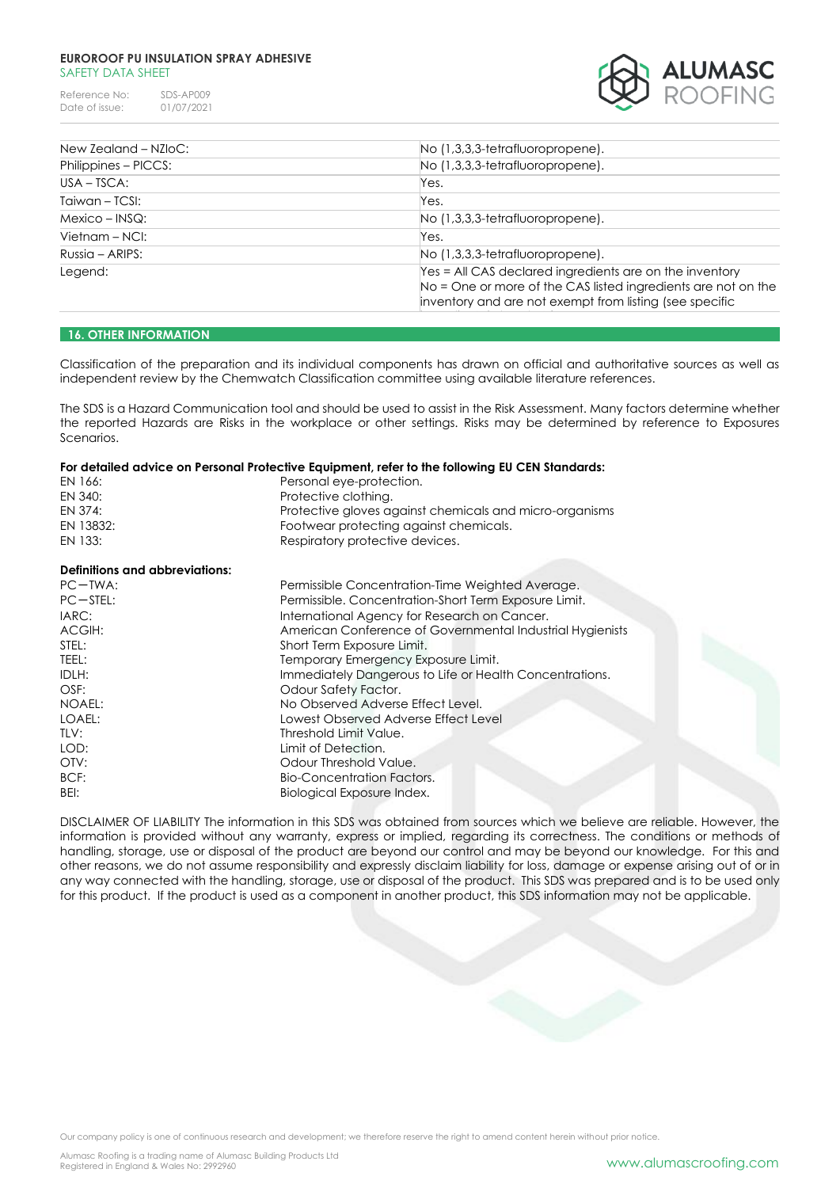| | |
|---|---|
| New Zealand – NZIoC: | No (1,3,3,3-tetrafluoropropene). |
| Philippines – PICCS: | No (1,3,3,3-tetrafluoropropene). |
| USA – TSCA: | Yes. |
| Taiwan – TCSI: | Yes. |
| Mexico – INSQ: | No (1,3,3,3-tetrafluoropropene). |
| Vietnam – NCI: | Yes. |
| Russia – ARIPS: | No (1,3,3,3-tetrafluoropropene). |
| Legend: | Yes = All CAS declared ingredients are on the inventory<br>No = One or more of the CAS listed ingredients are not on the inventory and are not exempt from listing (see specific |

## 16. OTHER INFORMATION

Classification of the preparation and its individual components has drawn on official and authoritative sources as well as independent review by the Chemwatch Classification committee using available literature references.

The SDS is a Hazard Communication tool and should be used to assist in the Risk Assessment. Many factors determine whether the reported Hazards are Risks in the workplace or other settings. Risks may be determined by reference to Exposures Scenarios.

**For detailed advice on Personal Protective Equipment, refer to the following EU CEN Standards:**

| | |
|---|---|
| EN 166: | Personal eye-protection. |
| EN 340: | Protective clothing. |
| EN 374: | Protective gloves against chemicals and micro-organisms |
| EN 13832: | Footwear protecting against chemicals. |
| EN 133: | Respiratory protective devices. |

**Definitions and abbreviations:**

| | |
|---|---|
| PC—TWA: | Permissible Concentration-Time Weighted Average. |
| PC—STEL: | Permissible. Concentration-Short Term Exposure Limit. |
| IARC: | International Agency for Research on Cancer. |
| ACGIH: | American Conference of Governmental Industrial Hygienists |
| STEL: | Short Term Exposure Limit. |
| TEEL: | Temporary Emergency Exposure Limit. |
| IDLH: | Immediately Dangerous to Life or Health Concentrations. |
| OSF: | Odour Safety Factor. |
| NOAEL: | No Observed Adverse Effect Level. |
| LOAEL: | Lowest Observed Adverse Effect Level |
| TLV: | Threshold Limit Value. |
| LOD: | Limit of Detection. |
| OTV: | Odour Threshold Value. |
| BCF: | Bio-Concentration Factors. |
| BEI: | Biological Exposure Index. |

DISCLAIMER OF LIABILITY The information in this SDS was obtained from sources which we believe are reliable. However, the information is provided without any warranty, express or implied, regarding its correctness. The conditions or methods of handling, storage, use or disposal of the product are beyond our control and may be beyond our knowledge. For this and other reasons, we do not assume responsibility and expressly disclaim liability for loss, damage or expense arising out of or in any way connected with the handling, storage, use or disposal of the product. This SDS was prepared and is to be used only for this product. If the product is used as a component in another product, this SDS information may not be applicable.